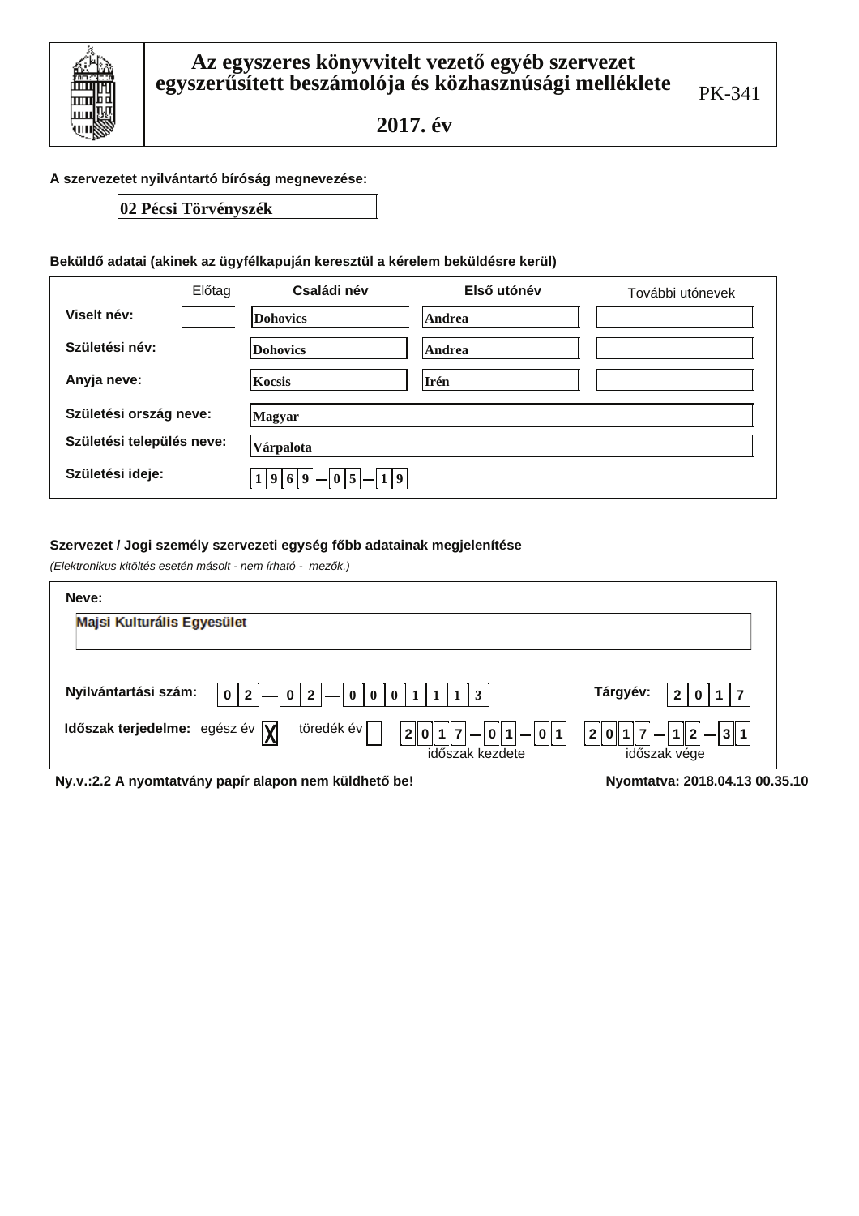# Az egyszeres könyvvitelt vezető egyéb szervezet egyszerűsített beszámolója és közhasznúsági melléklete

## 2017. év

PK-341

**A szervezetet nyilvántartó bíróság megnevezése:**

02 Pécsi Törvényszék

**Beküldő adatai (akinek az ügyfélkapuján keresztül a kérelem beküldésre kerül)**

| | Előtag | Családi név | Első utónév | További utónevek |
|---|---|---|---|---|
| Viselt név: | | Dohovics | Andrea | |
| Születési név: | | Dohovics | Andrea | |
| Anyja neve: | | Kocsis | Irén | |

Születési ország neve: Magyar

Születési település neve: Várpalota

Születési ideje: 1969 — 05 — 19

**Szervezet / Jogi személy szervezeti egység főbb adatainak megjelenítése**

*(Elektronikus kitöltés esetén másolt - nem írható - mezők.)*

**Neve:**

Majsi Kulturális Egyesület

**Nyilvántartási szám:** 02 — 02 — 0001113

**Tárgyév:** 2017

**Időszak terjedelme:** egész év [X] töredék év [ ]

2017 — 01 — 01 (időszak kezdete)

2017 — 12 — 31 (időszak vége)

**Ny.v.:2.2 A nyomtatvány papír alapon nem küldhető be!**

**Nyomtatva: 2018.04.13 00.35.10**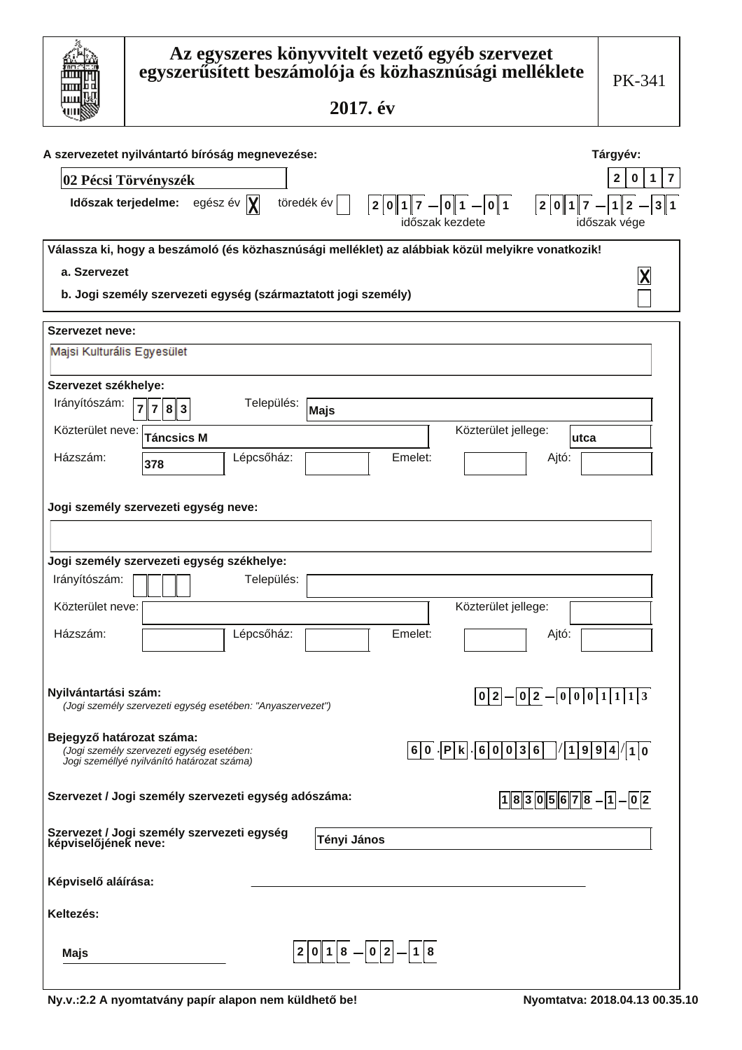# Az egyszeres könyvvitelt vezető egyéb szervezet egyszerűsített beszámolója és közhasznúsági melléklete

## 2017. év

PK-341

**A szervezetet nyilvántartó bíróság megnevezése:** 02 Pécsi Törvényszék

**Tárgyév:** 2017

**Időszak terjedelme:** egész év [X] töredék év [ ] 2017-01-01 (időszak kezdete) 2017-12-31 (időszak vége)

**Válassza ki, hogy a beszámoló (és közhasznúsági melléklet) az alábbiak közül melyikre vonatkozik!**

- a. Szervezet [X]
- b. Jogi személy szervezeti egység (származtatott jogi személy) [ ]

**Szervezet neve:**

Majsi Kulturális Egyesület

**Szervezet székhelye:**

| Irányítószám: | 7783 | Település: | Majs |
|---|---|---|---|
| Közterület neve: | Táncsics M | Közterület jellege: | utca |
| Házszám: | 378 | Lépcsőház: | |
| Emelet: | | Ajtó: | |

**Jogi személy szervezeti egység neve:**

**Jogi személy szervezeti egység székhelye:**

| Irányítószám: | | Település: | |
|---|---|---|---|
| Közterület neve: | | Közterület jellege: | |
| Házszám: | | Lépcsőház: | |
| Emelet: | | Ajtó: | |

**Nyilvántartási szám:** 02-02-0001113
*(Jogi személy szervezeti egység esetében: "Anyaszervezet")*

**Bejegyző határozat száma:** 60.Pk.60036/1994/10
*(Jogi személy szervezeti egység esetében: Jogi személlyé nyilvánító határozat száma)*

**Szervezet / Jogi személy szervezeti egység adószáma:** 18305678-1-02

**Szervezet / Jogi személy szervezeti egység képviselőjének neve:** Tényi János

**Képviselő aláírása:** ______________________

**Keltezés:**

Majs 2018-02-18

Ny.v.:2.2 A nyomtatvány papír alapon nem küldhető be!

Nyomtatva: 2018.04.13 00.35.10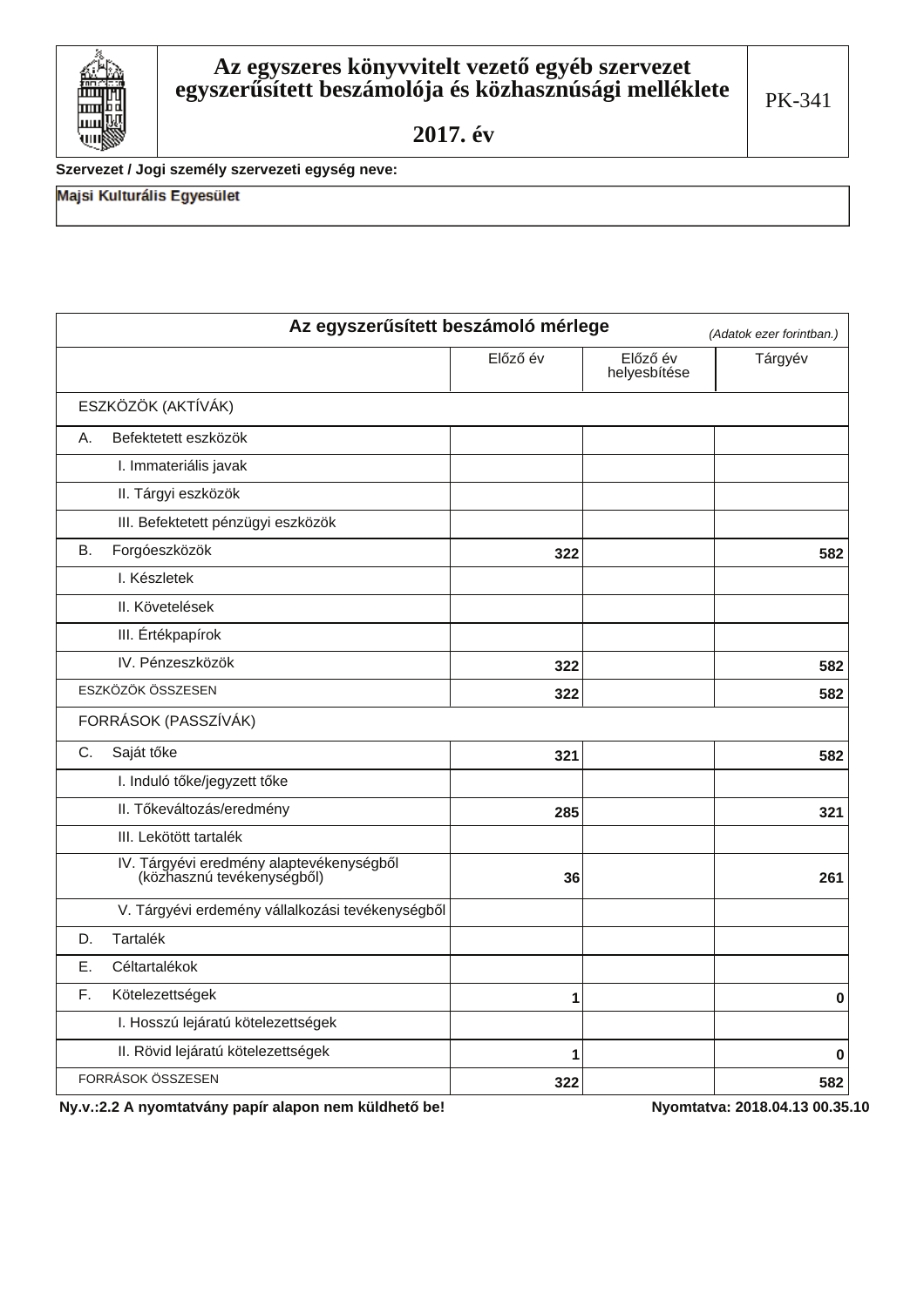# Az egyszeres könyvvitelt vezető egyéb szervezet egyszerűsített beszámolója és közhasznúsági melléklete

# 2017. év

PK-341

**Szervezet / Jogi személy szervezeti egység neve:**

Majsi Kulturális Egyesület

## Az egyszerűsített beszámoló mérlege

*(Adatok ezer forintban.)*

| | Előző év | Előző év helyesbítése | Tárgyév |
|---|---|---|---|
| ESZKÖZÖK (AKTÍVÁK) | | | |
| A. Befektetett eszközök | | | |
| I. Immateriális javak | | | |
| II. Tárgyi eszközök | | | |
| III. Befektetett pénzügyi eszközök | | | |
| B. Forgóeszközök | **322** | | **582** |
| I. Készletek | | | |
| II. Követelések | | | |
| III. Értékpapírok | | | |
| IV. Pénzeszközök | **322** | | **582** |
| ESZKÖZÖK ÖSSZESEN | **322** | | **582** |
| FORRÁSOK (PASSZÍVÁK) | | | |
| C. Saját tőke | **321** | | **582** |
| I. Induló tőke/jegyzett tőke | | | |
| II. Tőkeváltozás/eredmény | **285** | | **321** |
| III. Lekötött tartalék | | | |
| IV. Tárgyévi eredmény alaptevékenységből (közhasznú tevékenységből) | **36** | | **261** |
| V. Tárgyévi erdemény vállalkozási tevékenységből | | | |
| D. Tartalék | | | |
| E. Céltartalékok | | | |
| F. Kötelezettségek | **1** | | **0** |
| I. Hosszú lejáratú kötelezettségek | | | |
| II. Rövid lejáratú kötelezettségek | **1** | | **0** |
| FORRÁSOK ÖSSZESEN | **322** | | **582** |

**Ny.v.:2.2 A nyomtatvány papír alapon nem küldhető be!** **Nyomtatva: 2018.04.13 00.35.10**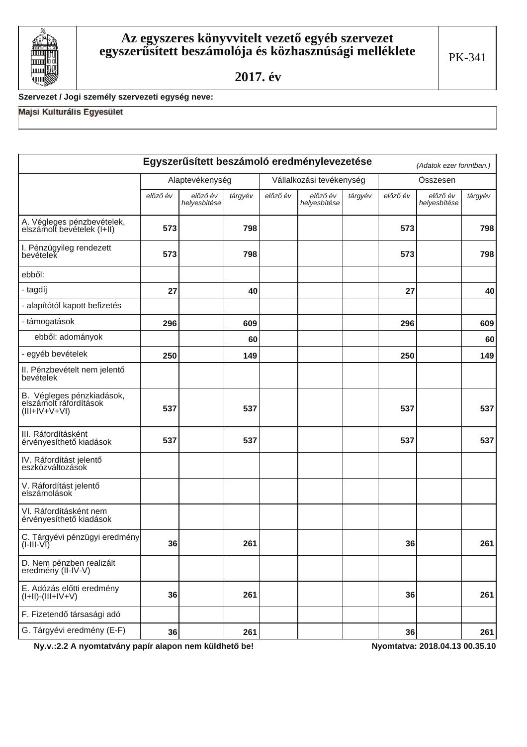# Az egyszeres könyvvitelt vezető egyéb szervezet egyszerűsített beszámolója és közhasznúsági melléklete

## 2017. év

PK-341

**Szervezet / Jogi személy szervezeti egység neve:**

Majsi Kulturális Egyesület

| **Egyszerűsített beszámoló eredménylevezetése** *(Adatok ezer forintban.)* | | | | | | | | | |
|---|---|---|---|---|---|---|---|---|---|
| | Alaptevékenység | | | Vállalkozási tevékenység | | | Összesen | | |
| | *előző év* | *előző év helyesbítése* | *tárgyév* | *előző év* | *előző év helyesbítése* | *tárgyév* | *előző év* | *előző év helyesbítése* | *tárgyév* |
| A. Végleges pénzbevételek, elszámolt bevételek (I+II) | **573** | | **798** | | | | **573** | | **798** |
| I. Pénzügyileg rendezett bevételek | **573** | | **798** | | | | **573** | | **798** |
| ebből: | | | | | | | | | |
| - tagdíj | **27** | | **40** | | | | **27** | | **40** |
| - alapítótól kapott befizetés | | | | | | | | | |
| - támogatások | **296** | | **609** | | | | **296** | | **609** |
| ebből: adományok | | | **60** | | | | | | **60** |
| - egyéb bevételek | **250** | | **149** | | | | **250** | | **149** |
| II. Pénzbevételt nem jelentő bevételek | | | | | | | | | |
| B. Végleges pénzkiadások, elszámolt ráfordítások (III+IV+V+VI) | **537** | | **537** | | | | **537** | | **537** |
| III. Ráfordításként érvényesíthető kiadások | **537** | | **537** | | | | **537** | | **537** |
| IV. Ráfordítást jelentő eszközváltozások | | | | | | | | | |
| V. Ráfordítást jelentő elszámolások | | | | | | | | | |
| VI. Ráfordításként nem érvényesíthető kiadások | | | | | | | | | |
| C. Tárgyévi pénzügyi eredmény (I-III-VI) | **36** | | **261** | | | | **36** | | **261** |
| D. Nem pénzben realizált eredmény (II-IV-V) | | | | | | | | | |
| E. Adózás előtti eredmény (I+II)-(III+IV+V) | **36** | | **261** | | | | **36** | | **261** |
| F. Fizetendő társasági adó | | | | | | | | | |
| G. Tárgyévi eredmény (E-F) | **36** | | **261** | | | | **36** | | **261** |

**Ny.v.:2.2 A nyomtatvány papír alapon nem küldhető be!** **Nyomtatva: 2018.04.13 00.35.10**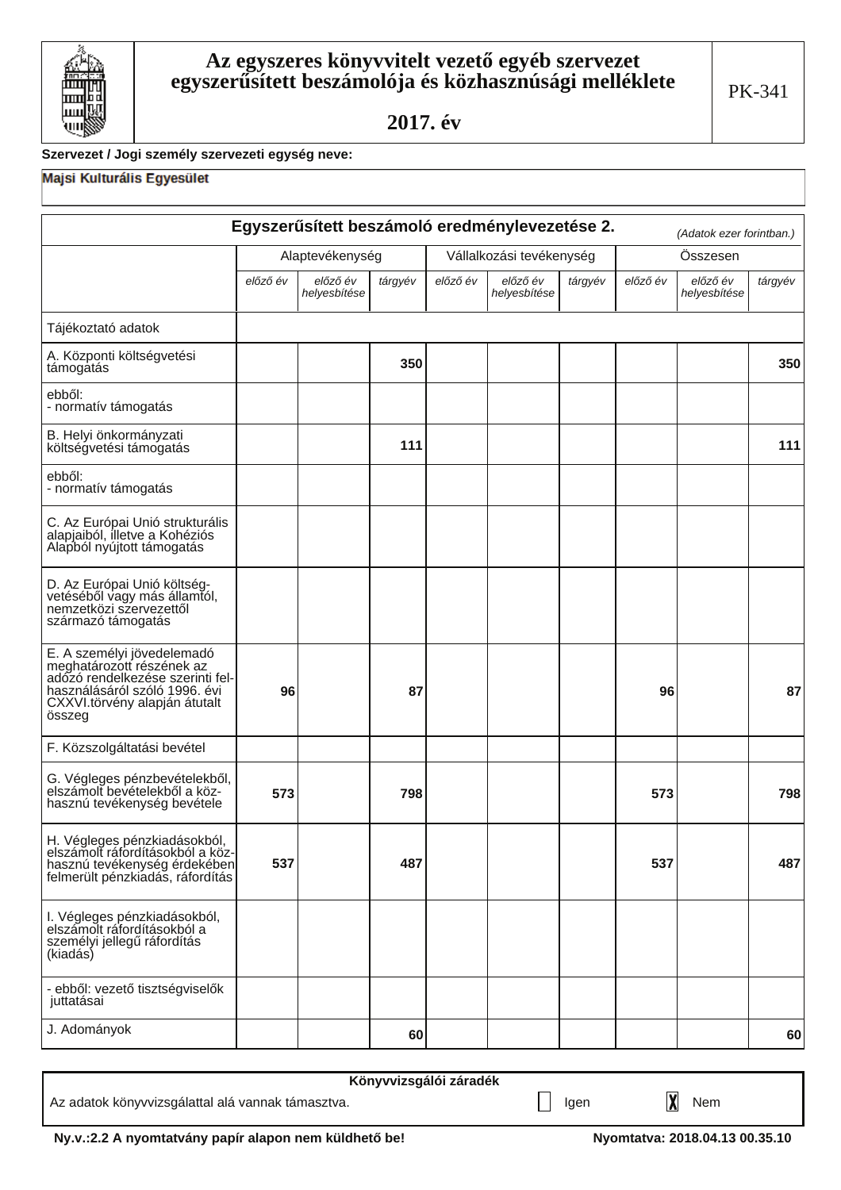# Az egyszeres könyvvitelt vezető egyéb szervezet egyszerűsített beszámolója és közhasznúsági melléklete

## 2017. év

PK-341

**Szervezet / Jogi személy szervezeti egység neve:**

Majsi Kulturális Egyesület

### Egyszerűsített beszámoló eredménylevezetése 2.

*(Adatok ezer forintban.)*

| | Alaptevékenység | | | Vállalkozási tevékenység | | | Összesen | | |
|---|---|---|---|---|---|---|---|---|---|
| | *előző év* | *előző év helyesbítése* | *tárgyév* | *előző év* | *előző év helyesbítése* | *tárgyév* | *előző év* | *előző év helyesbítése* | *tárgyév* |
| Tájékoztató adatok | | | | | | | | | |
| A. Központi költségvetési támogatás | | | 350 | | | | | | 350 |
| ebből: - normatív támogatás | | | | | | | | | |
| B. Helyi önkormányzati költségvetési támogatás | | | 111 | | | | | | 111 |
| ebből: - normatív támogatás | | | | | | | | | |
| C. Az Európai Unió strukturális alapjaiból, illetve a Kohéziós Alapból nyújtott támogatás | | | | | | | | | |
| D. Az Európai Unió költségvetéséből vagy más államtól, nemzetközi szervezettől származó támogatás | | | | | | | | | |
| E. A személyi jövedelemadó meghatározott részének az adózó rendelkezése szerinti felhasználásáról szóló 1996. évi CXXVI.törvény alapján átutalt összeg | 96 | | 87 | | | | 96 | | 87 |
| F. Közszolgáltatási bevétel | | | | | | | | | |
| G. Végleges pénzbevételekből, elszámolt bevételekből a közhasznú tevékenység bevétele | 573 | | 798 | | | | 573 | | 798 |
| H. Végleges pénzkiadásokból, elszámolt ráfordításokból a közhasznú tevékenység érdekében felmerült pénzkiadás, ráfordítás | 537 | | 487 | | | | 537 | | 487 |
| I. Végleges pénzkiadásokból, elszámolt ráfordításokból a személyi jellegű ráfordítás (kiadás) | | | | | | | | | |
| - ebből: vezető tisztségviselők juttatásai | | | | | | | | | |
| J. Adományok | | | 60 | | | | | | 60 |

**Könyvvizsgálói záradék**

Az adatok könyvvizsgálattal alá vannak támasztva. ☐ Igen ☒ Nem

**Ny.v.:2.2 A nyomtatvány papír alapon nem küldhető be!** **Nyomtatva: 2018.04.13 00.35.10**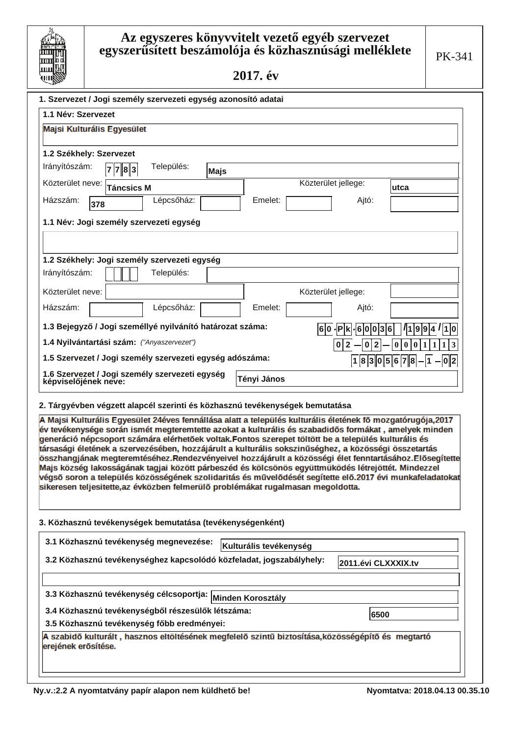# Az egyszeres könyvvitelt vezető egyéb szervezet egyszerűsített beszámolója és közhasznúsági melléklete

## 2017. év

PK-341

### 1. Szervezet / Jogi személy szervezeti egység azonosító adatai

**1.1 Név: Szervezet**

Majsi Kulturális Egyesület

**1.2 Székhely: Szervezet**

Irányítószám: 7783 Település: Majs

Közterület neve: Táncsics M Közterület jellege: utca

Házszám: 378 Lépcsőház: Emelet: Ajtó:

**1.1 Név: Jogi személy szervezeti egység**

**1.2 Székhely: Jogi személy szervezeti egység**

Irányítószám: Település:

Közterület neve: Közterület jellege:

Házszám: Lépcsőház: Emelet: Ajtó:

**1.3 Bejegyző / Jogi személlyé nyilvánító határozat száma:** 60·Pk·60036/1994/10

**1.4 Nyilvántartási szám:** *("Anyaszervezet")* 02–02–0001113

**1.5 Szervezet / Jogi személy szervezeti egység adószáma:** 18305678–1–02

**1.6 Szervezet / Jogi személy szervezeti egység képviselőjének neve:** Tényi János

### 2. Tárgyévben végzett alapcél szerinti és közhasznú tevékenységek bemutatása

A Majsi Kulturális Egyesület 24éves fennállása alatt a település kulturális életének fõ mozgatórugója,2017 év tevékenysége során ismét megteremtette azokat a kulturális és szabadidõs formákat , amelyek minden generáció népcsoport számára elérhetõek voltak.Fontos szerepet töltött be a település kulturális és társasági életének a szervezésében, hozzájárult a kulturális sokszinûséghez, a közösségi összetartás összhangjának megteremtéséhez.Rendezvényeivel hozzájárult a közösségi élet fenntartásához.Elõsegítette Majs község lakosságának tagjai között párbeszéd és kölcsönös együttmüködés létrejöttét. Mindezzel végsõ soron a település közösségének szolidaritás és mûvelõdését segítette elõ.2017 évi munkafeladatokat sikeresen teljesitette,az évközben felmerülõ problémákat rugalmasan megoldotta.

### 3. Közhasznú tevékenységek bemutatása (tevékenységenként)

**3.1 Közhasznú tevékenység megnevezése:** Kulturális tevékenység

**3.2 Közhasznú tevékenységhez kapcsolódó közfeladat, jogszabályhely:** 2011.évi CLXXXIX.tv

**3.3 Közhasznú tevékenység célcsoportja:** Minden Korosztály

**3.4 Közhasznú tevékenységből részesülők létszáma:** 6500

**3.5 Közhasznú tevékenység főbb eredményei:**

A szabidõ kulturált , hasznos eltöltésének megfelelõ szintû biztosítása,közösségépítõ és megtartó erejének erõsítése.

Ny.v.:2.2 A nyomtatvány papír alapon nem küldhető be! Nyomtatva: 2018.04.13 00.35.10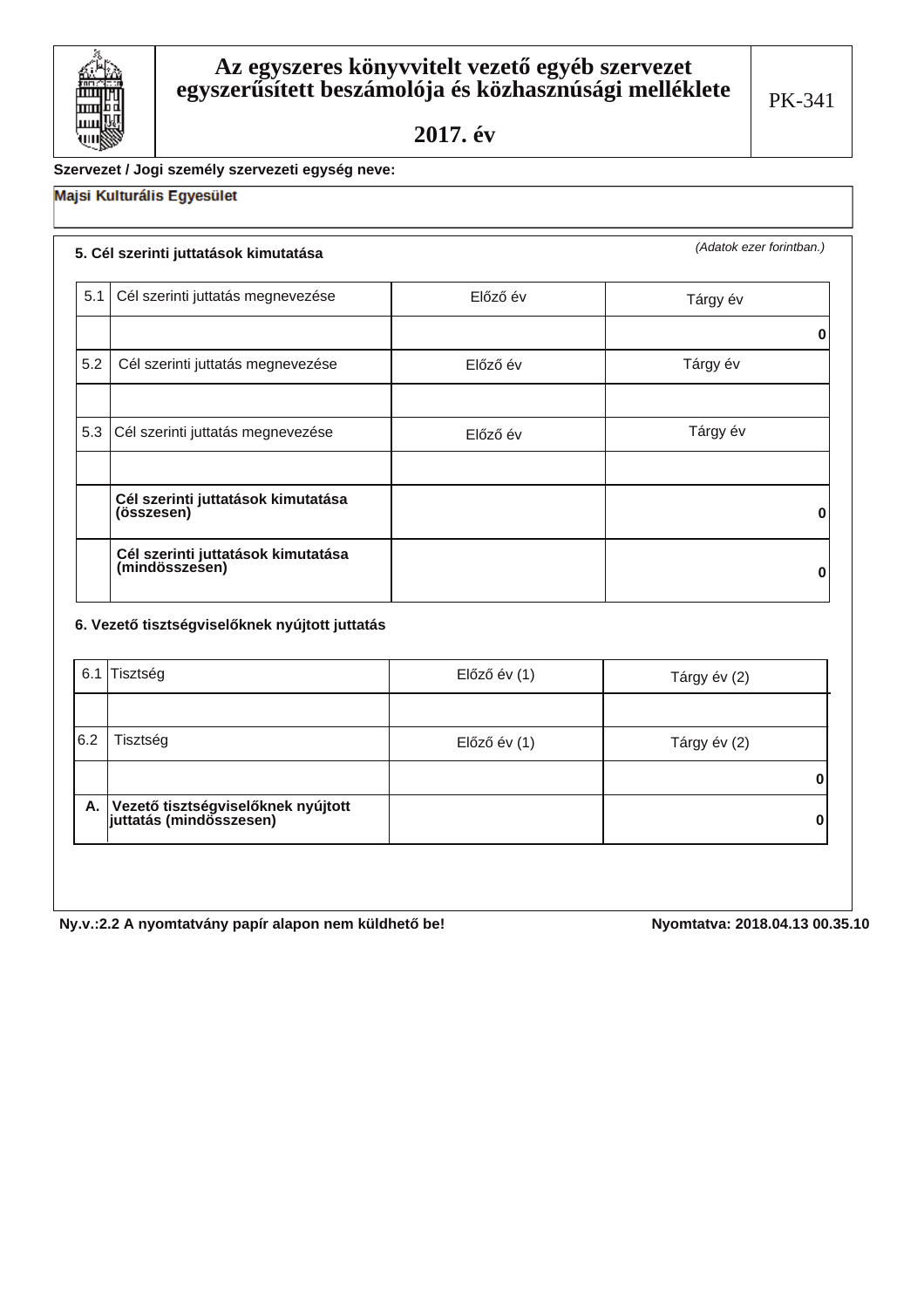# Az egyszeres könyvvitelt vezető egyéb szervezet egyszerűsített beszámolója és közhasznúsági melléklete

## 2017. év

PK-341

**Szervezet / Jogi személy szervezeti egység neve:**

Majsi Kulturális Egyesület

**5. Cél szerinti juttatások kimutatása**

*(Adatok ezer forintban.)*

| 5.1 | Cél szerinti juttatás megnevezése | Előző év | Tárgy év |
|---|---|---|---|
| | | | 0 |
| 5.2 | Cél szerinti juttatás megnevezése | Előző év | Tárgy év |
| | | | |
| 5.3 | Cél szerinti juttatás megnevezése | Előző év | Tárgy év |
| | | | |
| | **Cél szerinti juttatások kimutatása (összesen)** | | **0** |
| | **Cél szerinti juttatások kimutatása (mindösszesen)** | | **0** |

**6. Vezető tisztségviselőknek nyújtott juttatás**

| 6.1 | Tisztség | Előző év (1) | Tárgy év (2) |
|---|---|---|---|
| | | | |
| 6.2 | Tisztség | Előző év (1) | Tárgy év (2) |
| | | | **0** |
| **A.** | **Vezető tisztségviselőknek nyújtott juttatás (mindösszesen)** | | **0** |

**Ny.v.:2.2 A nyomtatvány papír alapon nem küldhető be!** **Nyomtatva: 2018.04.13 00.35.10**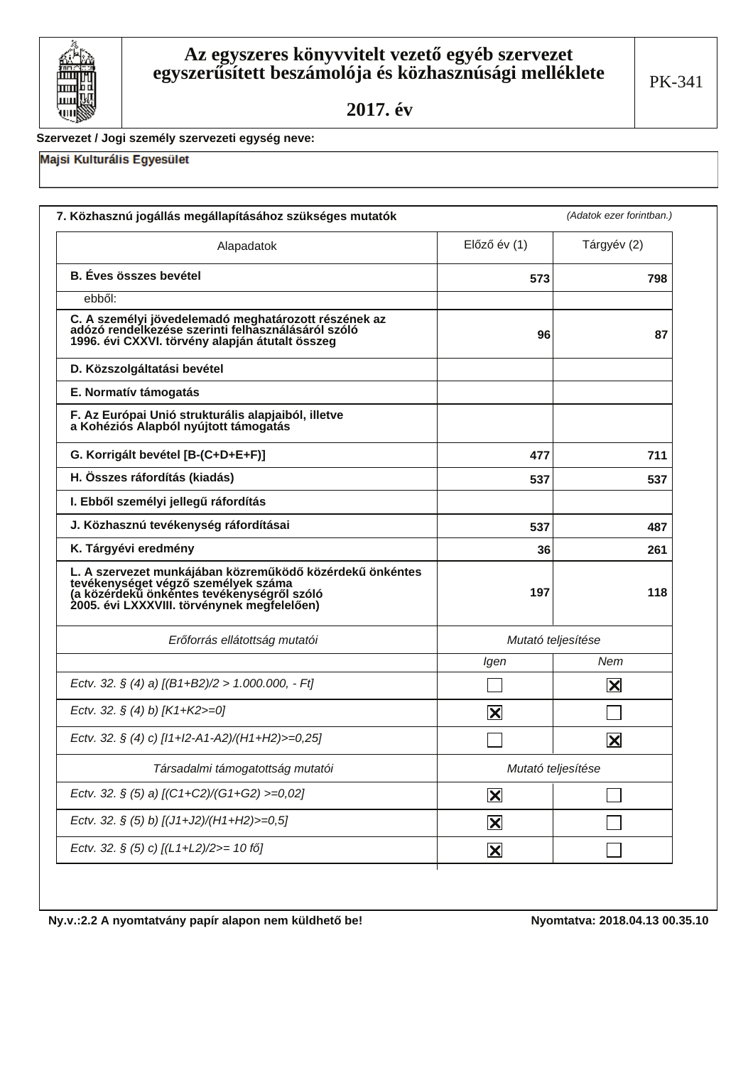# Az egyszeres könyvvitelt vezető egyéb szervezet egyszerűsített beszámolója és közhasznúsági melléklete

## 2017. év

PK-341

**Szervezet / Jogi személy szervezeti egység neve:**

Majsi Kulturális Egyesület

### 7. Közhasznú jogállás megállapításához szükséges mutatók

*(Adatok ezer forintban.)*

| Alapadatok | Előző év (1) | Tárgyév (2) |
|---|---|---|
| **B. Éves összes bevétel** | 573 | 798 |
| ebből: | | |
| **C. A személyi jövedelemadó meghatározott részének az adózó rendelkezése szerinti felhasználásáról szóló 1996. évi CXXVI. törvény alapján átutalt összeg** | 96 | 87 |
| **D. Közszolgáltatási bevétel** | | |
| **E. Normatív támogatás** | | |
| **F. Az Európai Unió strukturális alapjaiból, illetve a Kohéziós Alapból nyújtott támogatás** | | |
| **G. Korrigált bevétel [B-(C+D+E+F)]** | 477 | 711 |
| **H. Összes ráfordítás (kiadás)** | 537 | 537 |
| **I. Ebből személyi jellegű ráfordítás** | | |
| **J. Közhasznú tevékenység ráfordításai** | 537 | 487 |
| **K. Tárgyévi eredmény** | 36 | 261 |
| **L. A szervezet munkájában közreműködő közérdekű önkéntes tevékenységet végző személyek száma (a közérdekű önkéntes tevékenységről szóló 2005. évi LXXXVIII. törvénynek megfelelően)** | 197 | 118 |

| *Erőforrás ellátottság mutatói* | *Mutató teljesítése* | |
|---|---|---|
| | *Igen* | *Nem* |
| *Ectv. 32. § (4) a) [(B1+B2)/2 > 1.000.000, - Ft]* | ☐ | ☒ |
| *Ectv. 32. § (4) b) [K1+K2>=0]* | ☒ | ☐ |
| *Ectv. 32. § (4) c) [(I1+I2-A1-A2)/(H1+H2)>=0,25]* | ☐ | ☒ |
| *Társadalmi támogatottság mutatói* | *Mutató teljesítése* | |
| *Ectv. 32. § (5) a) [(C1+C2)/(G1+G2) >=0,02]* | ☒ | ☐ |
| *Ectv. 32. § (5) b) [(J1+J2)/(H1+H2)>=0,5]* | ☒ | ☐ |
| *Ectv. 32. § (5) c) [(L1+L2)/2>= 10 fő]* | ☒ | ☐ |

Ny.v.:2.2 A nyomtatvány papír alapon nem küldhető be! Nyomtatva: 2018.04.13 00.35.10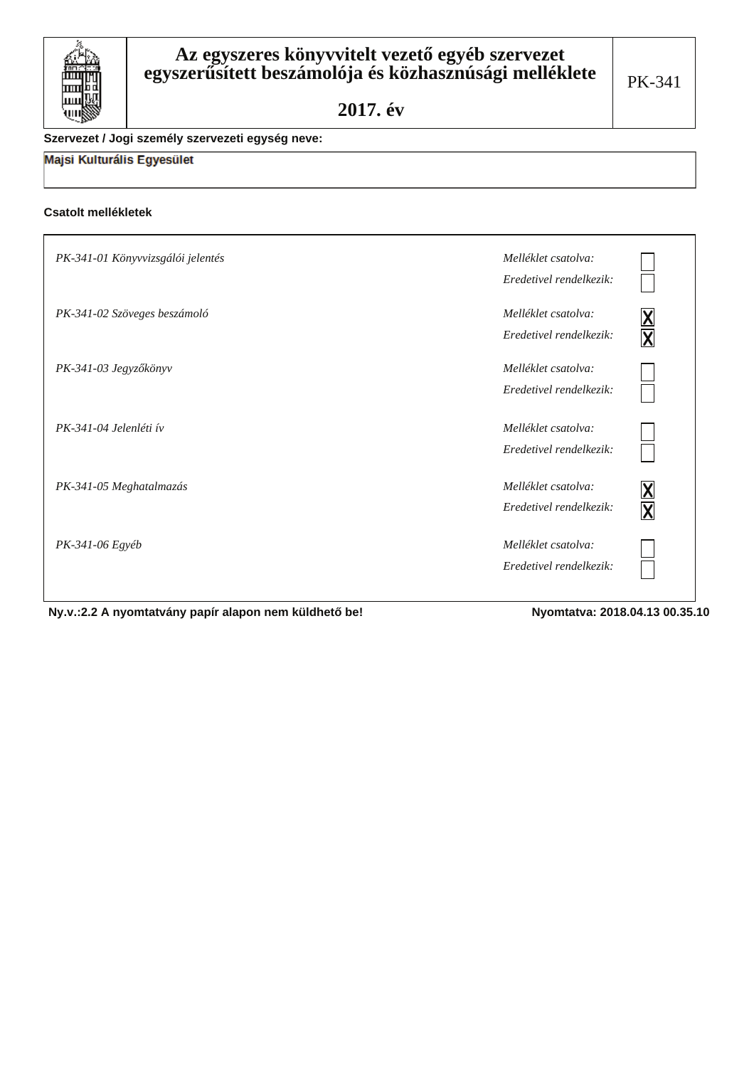# Az egyszeres könyvvitelt vezető egyéb szervezet egyszerűsített beszámolója és közhasznúsági melléklete

## 2017. év

PK-341

**Szervezet / Jogi személy szervezeti egység neve:**

Majsi Kulturális Egyesület

**Csatolt mellékletek**

| | | |
|---|---|---|
| *PK-341-01 Könyvvizsgálói jelentés* | *Melléklet csatolva:* | ☐ |
| | *Eredetivel rendelkezik:* | ☐ |
| *PK-341-02 Szöveges beszámoló* | *Melléklet csatolva:* | X |
| | *Eredetivel rendelkezik:* | X |
| *PK-341-03 Jegyzőkönyv* | *Melléklet csatolva:* | ☐ |
| | *Eredetivel rendelkezik:* | ☐ |
| *PK-341-04 Jelenléti ív* | *Melléklet csatolva:* | ☐ |
| | *Eredetivel rendelkezik:* | ☐ |
| *PK-341-05 Meghatalmazás* | *Melléklet csatolva:* | X |
| | *Eredetivel rendelkezik:* | X |
| *PK-341-06 Egyéb* | *Melléklet csatolva:* | ☐ |
| | *Eredetivel rendelkezik:* | ☐ |

**Ny.v.:2.2 A nyomtatvány papír alapon nem küldhető be!** **Nyomtatva: 2018.04.13 00.35.10**